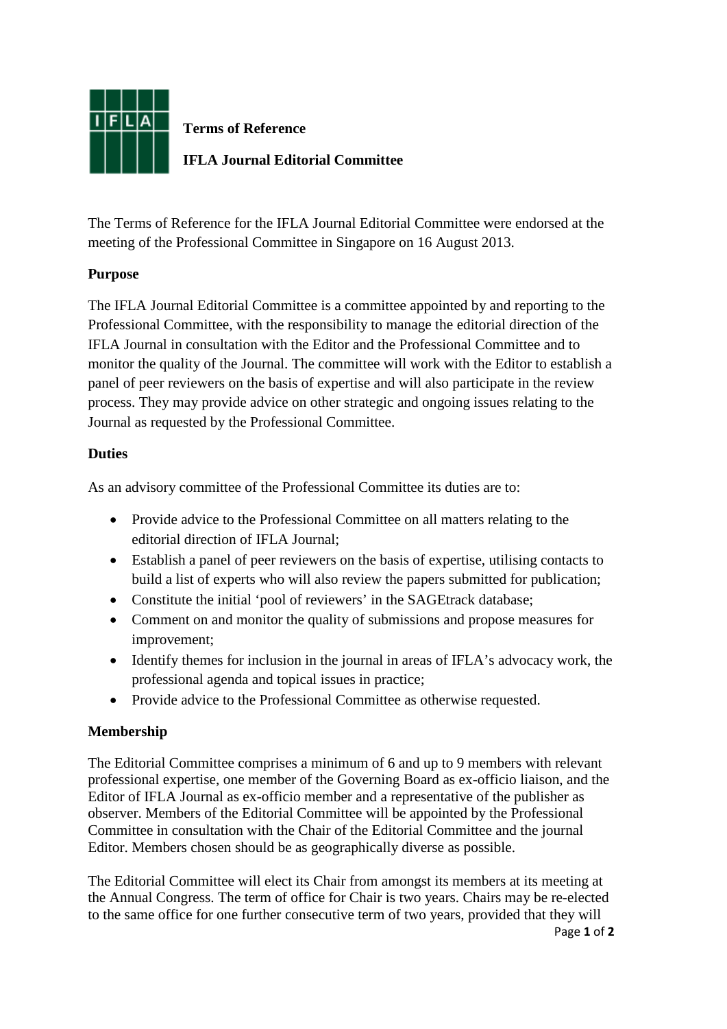**Terms of Reference**

**IFLA Journal Editorial Committee**

The Terms of Reference for the IFLA Journal Editorial Committee were endorsed at the meeting of the Professional Committee in Singapore on 16 August 2013.

**Purpose**

The IFLA Journal Editorial Committee is a committee appointed by and reporting to the Professional Committee, with the responsibility to manage the editorial direction of the IFLA Journal in consultation with the Editor and the Professional Committee and to monitor the quality of the Journal. The committee will work with the Editor to establish a panel of peer reviewers on the basis of expertise and will also participate in the review process. They may provide advice on other strategic and ongoing issues relating to the Journal as requested by the Professional Committee.

**Duties**

As an advisory committee of the Professional Committee its duties are to:

- Provide advice to the Professional Committee on all matters relating to the editorial direction of IFLA Journal;
- Establish a panel of peer reviewers on the basis of expertise, utilising contacts to build a list of experts who will also review the papers submitted for publication;
- Constitute the initial 'pool of reviewers' in the SAGEtrack database;
- Comment on and monitor the quality of submissions and propose measures for improvement;
- Identify themes for inclusion in the journal in areas of IFLA's advocacy work, the professional agenda and topical issues in practice;
- Provide advice to the Professional Committee as otherwise requested.

**Membership**

The Editorial Committee comprises a minimum of 6 and up to 9 members with relevant professional expertise, one member of the Governing Board as ex-officio liaison, and the Editor of IFLA Journal as ex-officio member and a representative of the publisher as observer. Members of the Editorial Committee will be appointed by the Professional Committee in consultation with the Chair of the Editorial Committee and the journal Editor. Members chosen should be as geographically diverse as possible.

The Editorial Committee will elect its Chair from amongst its members at its meeting at the Annual Congress. The term of office for Chair is two years. Chairs may be re-elected to the same office for one further consecutive term of two years, provided that they will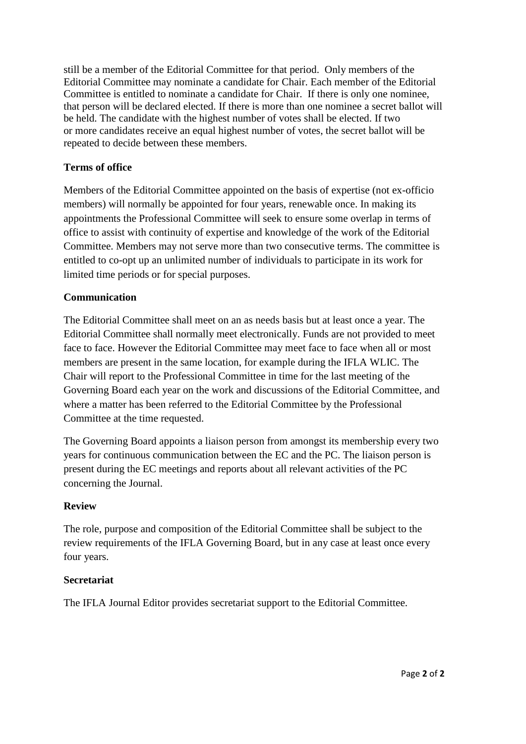still be a member of the Editorial Committee for that period. Only members of the Editorial Committee may nominate a candidate for Chair. Each member of the Editorial Committee is entitled to nominate a candidate for Chair. If there is only one nominee, that person will be declared elected. If there is more than one nominee a secret ballot will be held. The candidate with the highest number of votes shall be elected. If two or more candidates receive an equal highest number of votes, the secret ballot will be repeated to decide between these members.

**Terms of office**

Members of the Editorial Committee appointed on the basis of expertise (not ex-officio members) will normally be appointed for four years, renewable once. In making its appointments the Professional Committee will seek to ensure some overlap in terms of office to assist with continuity of expertise and knowledge of the work of the Editorial Committee. Members may not serve more than two consecutive terms. The committee is entitled to co-opt up an unlimited number of individuals to participate in its work for limited time periods or for special purposes.

**Communication**

The Editorial Committee shall meet on an as needs basis but at least once a year. The Editorial Committee shall normally meet electronically. Funds are not provided to meet face to face. However the Editorial Committee may meet face to face when all or most members are present in the same location, for example during the IFLA WLIC. The Chair will report to the Professional Committee in time for the last meeting of the Governing Board each year on the work and discussions of the Editorial Committee, and where a matter has been referred to the Editorial Committee by the Professional Committee at the time requested.

The Governing Board appoints a liaison person from amongst its membership every two years for continuous communication between the EC and the PC. The liaison person is present during the EC meetings and reports about all relevant activities of the PC concerning the Journal.

**Review**

The role, purpose and composition of the Editorial Committee shall be subject to the review requirements of the IFLA Governing Board, but in any case at least once every four years.

**Secretariat**

The IFLA Journal Editor provides secretariat support to the Editorial Committee.